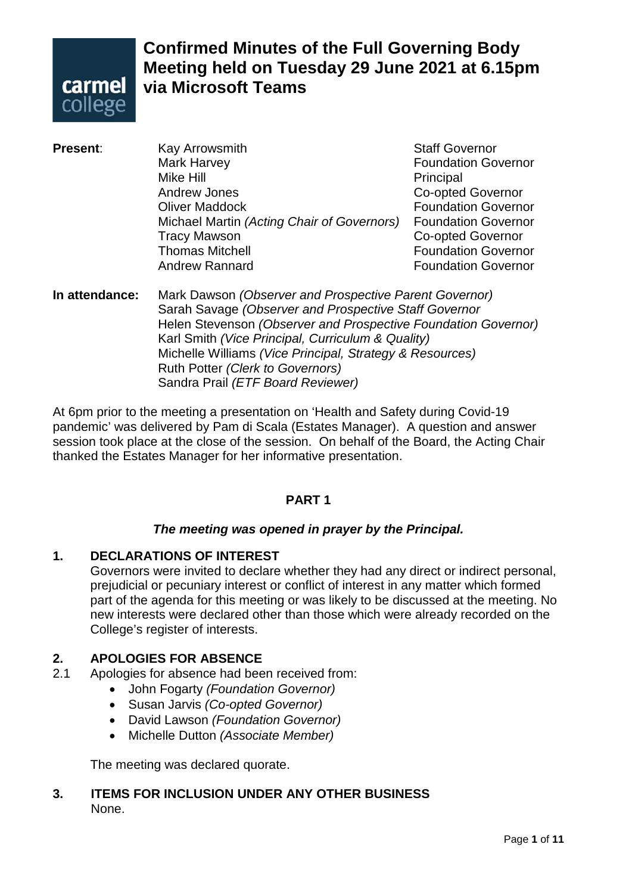# Confirmed Minutes of the Full Governing Body Meeting held on Tuesday 29 June 2021 at 6.15pm via Microsoft Teams

| **Present**: | | |
|---|---|---|
| | Kay Arrowsmith | Staff Governor |
| | Mark Harvey | Foundation Governor |
| | Mike Hill | Principal |
| | Andrew Jones | Co-opted Governor |
| | Oliver Maddock | Foundation Governor |
| | Michael Martin *(Acting Chair of Governors)* | Foundation Governor |
| | Tracy Mawson | Co-opted Governor |
| | Thomas Mitchell | Foundation Governor |
| | Andrew Rannard | Foundation Governor |

**In attendance:**
Mark Dawson *(Observer and Prospective Parent Governor)*
Sarah Savage *(Observer and Prospective Staff Governor*
Helen Stevenson *(Observer and Prospective Foundation Governor)*
Karl Smith *(Vice Principal, Curriculum & Quality)*
Michelle Williams *(Vice Principal, Strategy & Resources)*
Ruth Potter *(Clerk to Governors)*
Sandra Prail *(ETF Board Reviewer)*

At 6pm prior to the meeting a presentation on 'Health and Safety during Covid-19 pandemic' was delivered by Pam di Scala (Estates Manager). A question and answer session took place at the close of the session. On behalf of the Board, the Acting Chair thanked the Estates Manager for her informative presentation.

## PART 1

***The meeting was opened in prayer by the Principal.***

### 1. DECLARATIONS OF INTEREST

Governors were invited to declare whether they had any direct or indirect personal, prejudicial or pecuniary interest or conflict of interest in any matter which formed part of the agenda for this meeting or was likely to be discussed at the meeting. No new interests were declared other than those which were already recorded on the College's register of interests.

### 2. APOLOGIES FOR ABSENCE

2.1 Apologies for absence had been received from:

- John Fogarty *(Foundation Governor)*
- Susan Jarvis *(Co-opted Governor)*
- David Lawson *(Foundation Governor)*
- Michelle Dutton *(Associate Member)*

The meeting was declared quorate.

### 3. ITEMS FOR INCLUSION UNDER ANY OTHER BUSINESS

None.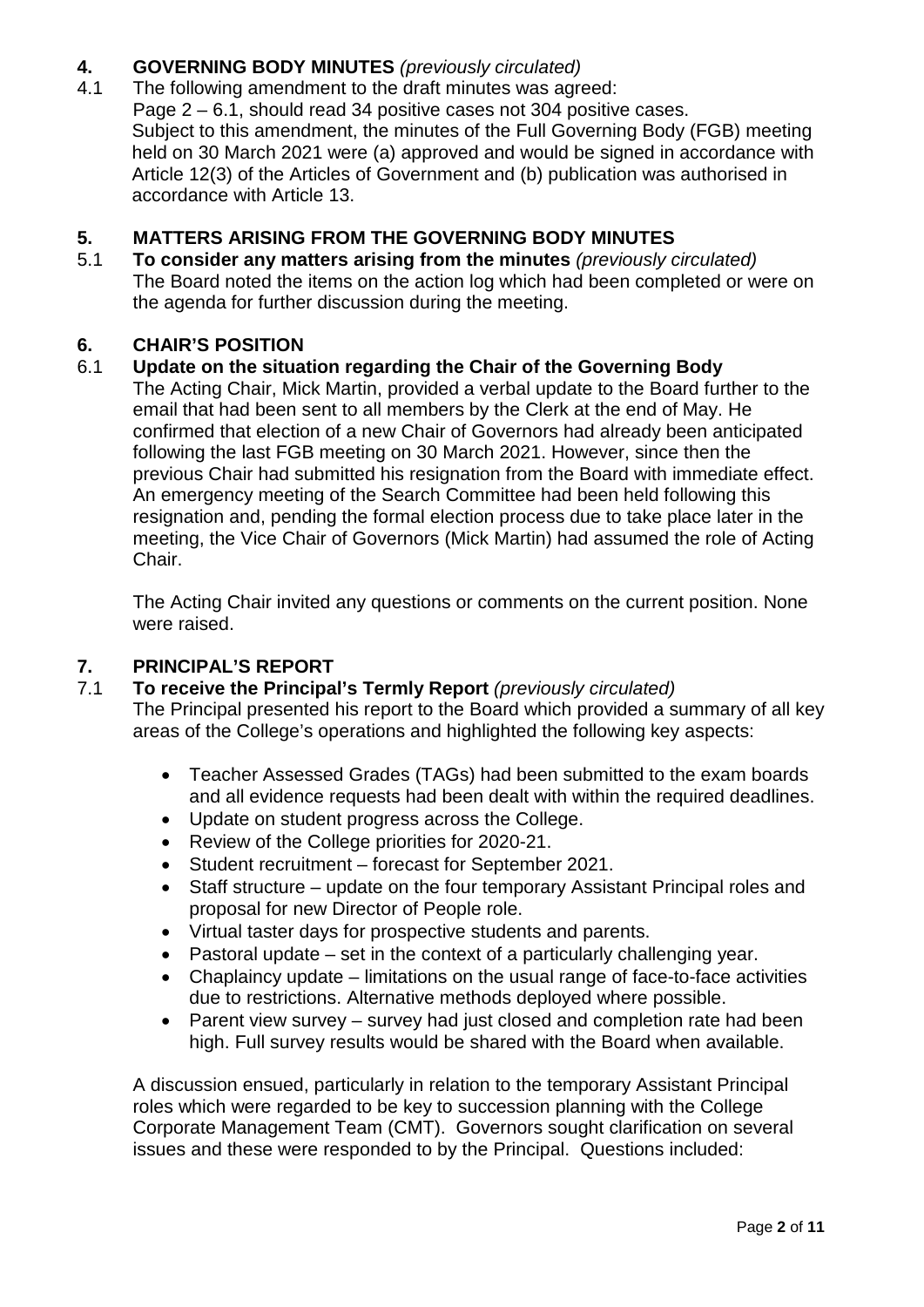## 4. GOVERNING BODY MINUTES *(previously circulated)*

4.1 The following amendment to the draft minutes was agreed:
Page 2 – 6.1, should read 34 positive cases not 304 positive cases.
Subject to this amendment, the minutes of the Full Governing Body (FGB) meeting held on 30 March 2021 were (a) approved and would be signed in accordance with Article 12(3) of the Articles of Government and (b) publication was authorised in accordance with Article 13.

## 5. MATTERS ARISING FROM THE GOVERNING BODY MINUTES

5.1 **To consider any matters arising from the minutes** *(previously circulated)*
The Board noted the items on the action log which had been completed or were on the agenda for further discussion during the meeting.

## 6. CHAIR'S POSITION

6.1 **Update on the situation regarding the Chair of the Governing Body**
The Acting Chair, Mick Martin, provided a verbal update to the Board further to the email that had been sent to all members by the Clerk at the end of May. He confirmed that election of a new Chair of Governors had already been anticipated following the last FGB meeting on 30 March 2021. However, since then the previous Chair had submitted his resignation from the Board with immediate effect. An emergency meeting of the Search Committee had been held following this resignation and, pending the formal election process due to take place later in the meeting, the Vice Chair of Governors (Mick Martin) had assumed the role of Acting Chair.

The Acting Chair invited any questions or comments on the current position. None were raised.

## 7. PRINCIPAL'S REPORT

7.1 **To receive the Principal's Termly Report** *(previously circulated)*
The Principal presented his report to the Board which provided a summary of all key areas of the College's operations and highlighted the following key aspects:

- Teacher Assessed Grades (TAGs) had been submitted to the exam boards and all evidence requests had been dealt with within the required deadlines.
- Update on student progress across the College.
- Review of the College priorities for 2020-21.
- Student recruitment – forecast for September 2021.
- Staff structure – update on the four temporary Assistant Principal roles and proposal for new Director of People role.
- Virtual taster days for prospective students and parents.
- Pastoral update – set in the context of a particularly challenging year.
- Chaplaincy update – limitations on the usual range of face-to-face activities due to restrictions. Alternative methods deployed where possible.
- Parent view survey – survey had just closed and completion rate had been high. Full survey results would be shared with the Board when available.

A discussion ensued, particularly in relation to the temporary Assistant Principal roles which were regarded to be key to succession planning with the College Corporate Management Team (CMT). Governors sought clarification on several issues and these were responded to by the Principal. Questions included: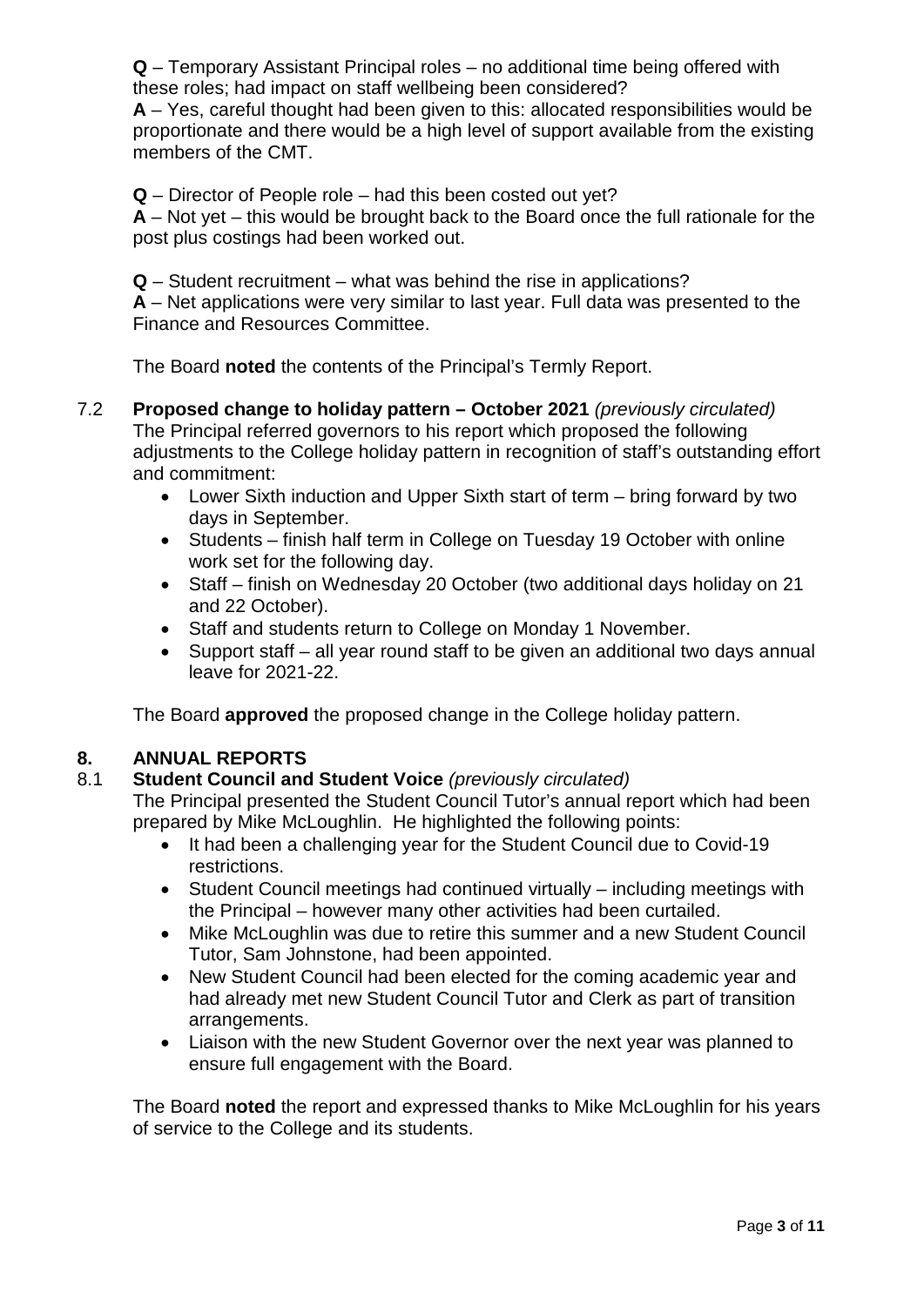**Q** – Temporary Assistant Principal roles – no additional time being offered with these roles; had impact on staff wellbeing been considered?
**A** – Yes, careful thought had been given to this: allocated responsibilities would be proportionate and there would be a high level of support available from the existing members of the CMT.

**Q** – Director of People role – had this been costed out yet?
**A** – Not yet – this would be brought back to the Board once the full rationale for the post plus costings had been worked out.

**Q** – Student recruitment – what was behind the rise in applications?
**A** – Net applications were very similar to last year. Full data was presented to the Finance and Resources Committee.

The Board **noted** the contents of the Principal's Termly Report.

7.2 **Proposed change to holiday pattern – October 2021** *(previously circulated)*
The Principal referred governors to his report which proposed the following adjustments to the College holiday pattern in recognition of staff's outstanding effort and commitment:

- Lower Sixth induction and Upper Sixth start of term – bring forward by two days in September.
- Students – finish half term in College on Tuesday 19 October with online work set for the following day.
- Staff – finish on Wednesday 20 October (two additional days holiday on 21 and 22 October).
- Staff and students return to College on Monday 1 November.
- Support staff – all year round staff to be given an additional two days annual leave for 2021-22.

The Board **approved** the proposed change in the College holiday pattern.

## 8. ANNUAL REPORTS

8.1 **Student Council and Student Voice** *(previously circulated)*
The Principal presented the Student Council Tutor's annual report which had been prepared by Mike McLoughlin. He highlighted the following points:

- It had been a challenging year for the Student Council due to Covid-19 restrictions.
- Student Council meetings had continued virtually – including meetings with the Principal – however many other activities had been curtailed.
- Mike McLoughlin was due to retire this summer and a new Student Council Tutor, Sam Johnstone, had been appointed.
- New Student Council had been elected for the coming academic year and had already met new Student Council Tutor and Clerk as part of transition arrangements.
- Liaison with the new Student Governor over the next year was planned to ensure full engagement with the Board.

The Board **noted** the report and expressed thanks to Mike McLoughlin for his years of service to the College and its students.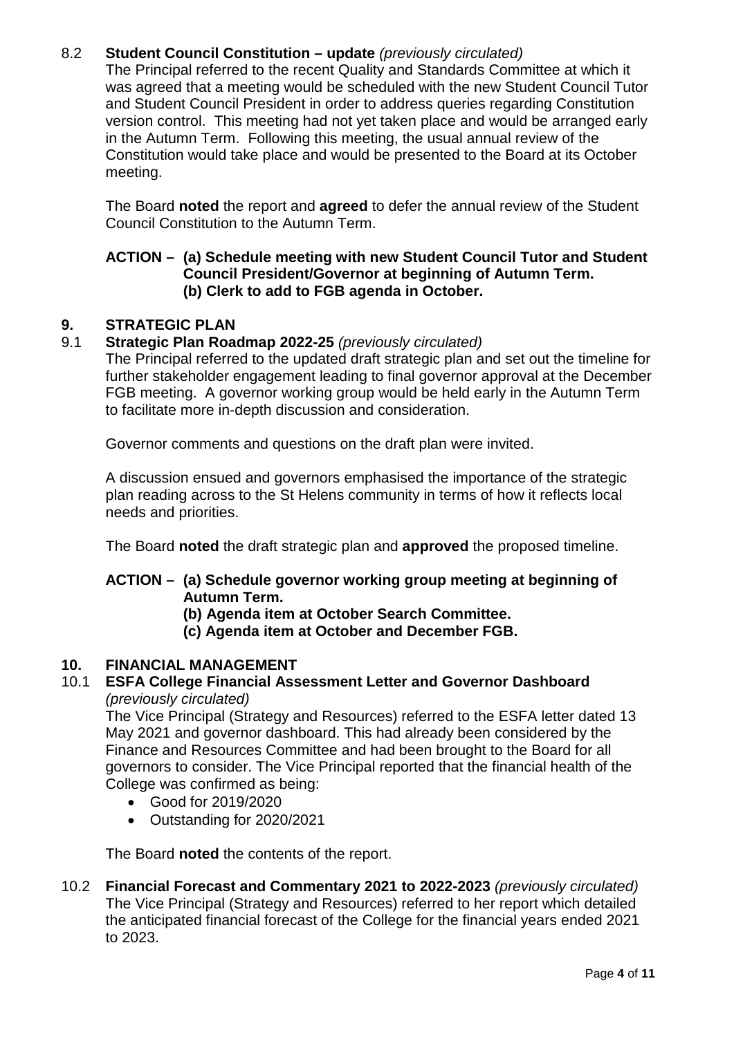### 8.2 **Student Council Constitution – update** *(previously circulated)*

The Principal referred to the recent Quality and Standards Committee at which it was agreed that a meeting would be scheduled with the new Student Council Tutor and Student Council President in order to address queries regarding Constitution version control. This meeting had not yet taken place and would be arranged early in the Autumn Term. Following this meeting, the usual annual review of the Constitution would take place and would be presented to the Board at its October meeting.

The Board **noted** the report and **agreed** to defer the annual review of the Student Council Constitution to the Autumn Term.

**ACTION – (a) Schedule meeting with new Student Council Tutor and Student Council President/Governor at beginning of Autumn Term.**
**(b) Clerk to add to FGB agenda in October.**

## 9. STRATEGIC PLAN

### 9.1 **Strategic Plan Roadmap 2022-25** *(previously circulated)*

The Principal referred to the updated draft strategic plan and set out the timeline for further stakeholder engagement leading to final governor approval at the December FGB meeting. A governor working group would be held early in the Autumn Term to facilitate more in-depth discussion and consideration.

Governor comments and questions on the draft plan were invited.

A discussion ensued and governors emphasised the importance of the strategic plan reading across to the St Helens community in terms of how it reflects local needs and priorities.

The Board **noted** the draft strategic plan and **approved** the proposed timeline.

**ACTION – (a) Schedule governor working group meeting at beginning of Autumn Term.**

- **(b) Agenda item at October Search Committee.**
- **(c) Agenda item at October and December FGB.**

## 10. FINANCIAL MANAGEMENT

### 10.1 **ESFA College Financial Assessment Letter and Governor Dashboard** *(previously circulated)*

The Vice Principal (Strategy and Resources) referred to the ESFA letter dated 13 May 2021 and governor dashboard. This had already been considered by the Finance and Resources Committee and had been brought to the Board for all governors to consider. The Vice Principal reported that the financial health of the College was confirmed as being:

- Good for 2019/2020
- Outstanding for 2020/2021

The Board **noted** the contents of the report.

### 10.2 **Financial Forecast and Commentary 2021 to 2022-2023** *(previously circulated)*

The Vice Principal (Strategy and Resources) referred to her report which detailed the anticipated financial forecast of the College for the financial years ended 2021 to 2023.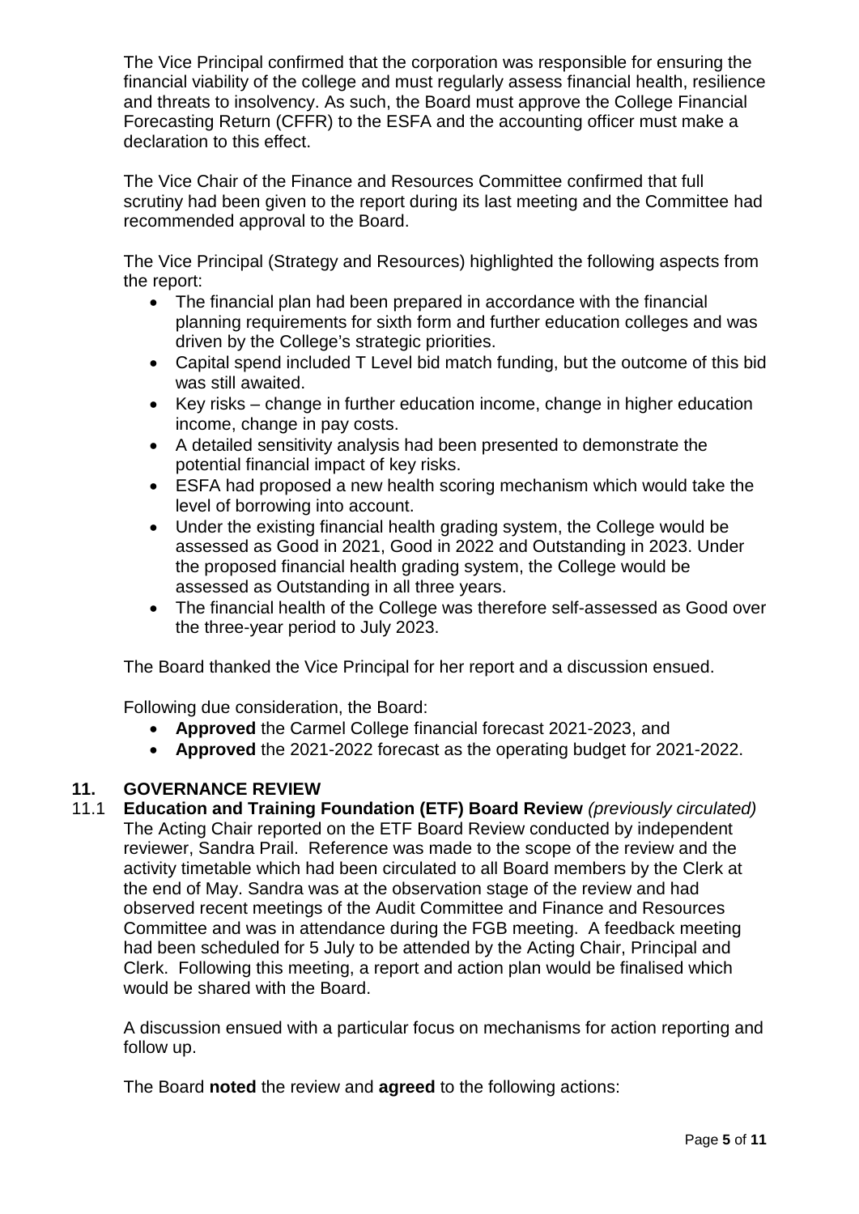The Vice Principal confirmed that the corporation was responsible for ensuring the financial viability of the college and must regularly assess financial health, resilience and threats to insolvency. As such, the Board must approve the College Financial Forecasting Return (CFFR) to the ESFA and the accounting officer must make a declaration to this effect.

The Vice Chair of the Finance and Resources Committee confirmed that full scrutiny had been given to the report during its last meeting and the Committee had recommended approval to the Board.

The Vice Principal (Strategy and Resources) highlighted the following aspects from the report:

- The financial plan had been prepared in accordance with the financial planning requirements for sixth form and further education colleges and was driven by the College's strategic priorities.
- Capital spend included T Level bid match funding, but the outcome of this bid was still awaited.
- Key risks – change in further education income, change in higher education income, change in pay costs.
- A detailed sensitivity analysis had been presented to demonstrate the potential financial impact of key risks.
- ESFA had proposed a new health scoring mechanism which would take the level of borrowing into account.
- Under the existing financial health grading system, the College would be assessed as Good in 2021, Good in 2022 and Outstanding in 2023. Under the proposed financial health grading system, the College would be assessed as Outstanding in all three years.
- The financial health of the College was therefore self-assessed as Good over the three-year period to July 2023.

The Board thanked the Vice Principal for her report and a discussion ensued.

Following due consideration, the Board:

- **Approved** the Carmel College financial forecast 2021-2023, and
- **Approved** the 2021-2022 forecast as the operating budget for 2021-2022.

## 11. GOVERNANCE REVIEW

11.1 **Education and Training Foundation (ETF) Board Review** *(previously circulated)*
The Acting Chair reported on the ETF Board Review conducted by independent reviewer, Sandra Prail. Reference was made to the scope of the review and the activity timetable which had been circulated to all Board members by the Clerk at the end of May. Sandra was at the observation stage of the review and had observed recent meetings of the Audit Committee and Finance and Resources Committee and was in attendance during the FGB meeting. A feedback meeting had been scheduled for 5 July to be attended by the Acting Chair, Principal and Clerk. Following this meeting, a report and action plan would be finalised which would be shared with the Board.

A discussion ensued with a particular focus on mechanisms for action reporting and follow up.

The Board **noted** the review and **agreed** to the following actions: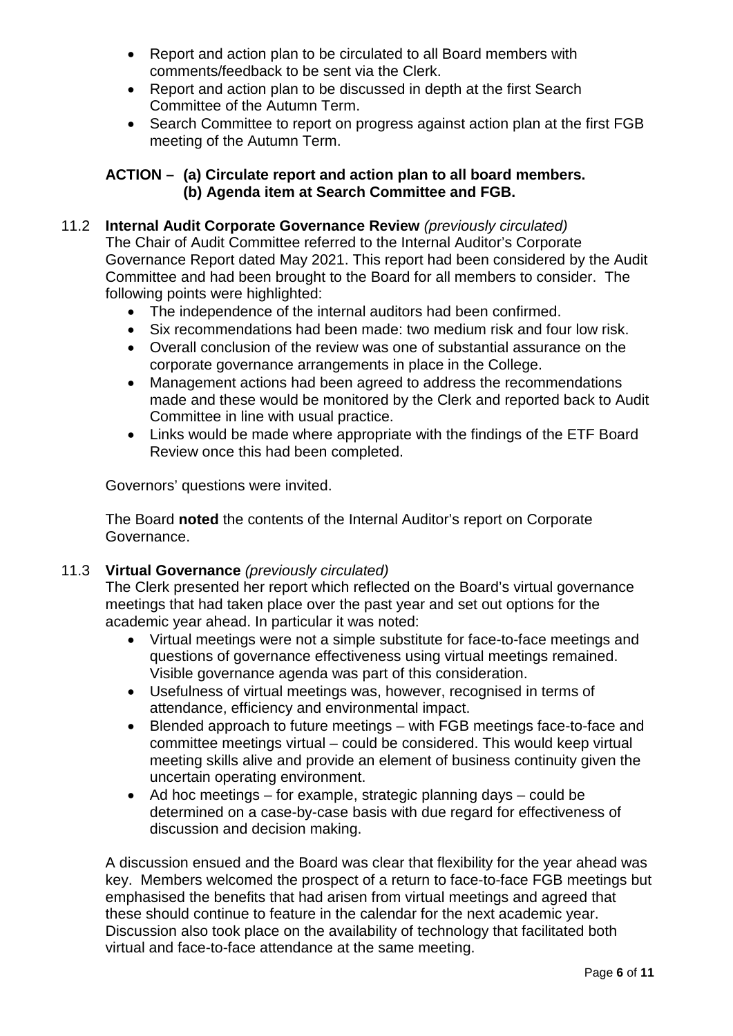- Report and action plan to be circulated to all Board members with comments/feedback to be sent via the Clerk.
- Report and action plan to be discussed in depth at the first Search Committee of the Autumn Term.
- Search Committee to report on progress against action plan at the first FGB meeting of the Autumn Term.

**ACTION – (a) Circulate report and action plan to all board members.**
**(b) Agenda item at Search Committee and FGB.**

11.2 **Internal Audit Corporate Governance Review** *(previously circulated)*

The Chair of Audit Committee referred to the Internal Auditor's Corporate Governance Report dated May 2021. This report had been considered by the Audit Committee and had been brought to the Board for all members to consider. The following points were highlighted:

- The independence of the internal auditors had been confirmed.
- Six recommendations had been made: two medium risk and four low risk.
- Overall conclusion of the review was one of substantial assurance on the corporate governance arrangements in place in the College.
- Management actions had been agreed to address the recommendations made and these would be monitored by the Clerk and reported back to Audit Committee in line with usual practice.
- Links would be made where appropriate with the findings of the ETF Board Review once this had been completed.

Governors' questions were invited.

The Board **noted** the contents of the Internal Auditor's report on Corporate Governance.

11.3 **Virtual Governance** *(previously circulated)*

The Clerk presented her report which reflected on the Board's virtual governance meetings that had taken place over the past year and set out options for the academic year ahead. In particular it was noted:

- Virtual meetings were not a simple substitute for face-to-face meetings and questions of governance effectiveness using virtual meetings remained. Visible governance agenda was part of this consideration.
- Usefulness of virtual meetings was, however, recognised in terms of attendance, efficiency and environmental impact.
- Blended approach to future meetings – with FGB meetings face-to-face and committee meetings virtual – could be considered. This would keep virtual meeting skills alive and provide an element of business continuity given the uncertain operating environment.
- Ad hoc meetings – for example, strategic planning days – could be determined on a case-by-case basis with due regard for effectiveness of discussion and decision making.

A discussion ensued and the Board was clear that flexibility for the year ahead was key. Members welcomed the prospect of a return to face-to-face FGB meetings but emphasised the benefits that had arisen from virtual meetings and agreed that these should continue to feature in the calendar for the next academic year. Discussion also took place on the availability of technology that facilitated both virtual and face-to-face attendance at the same meeting.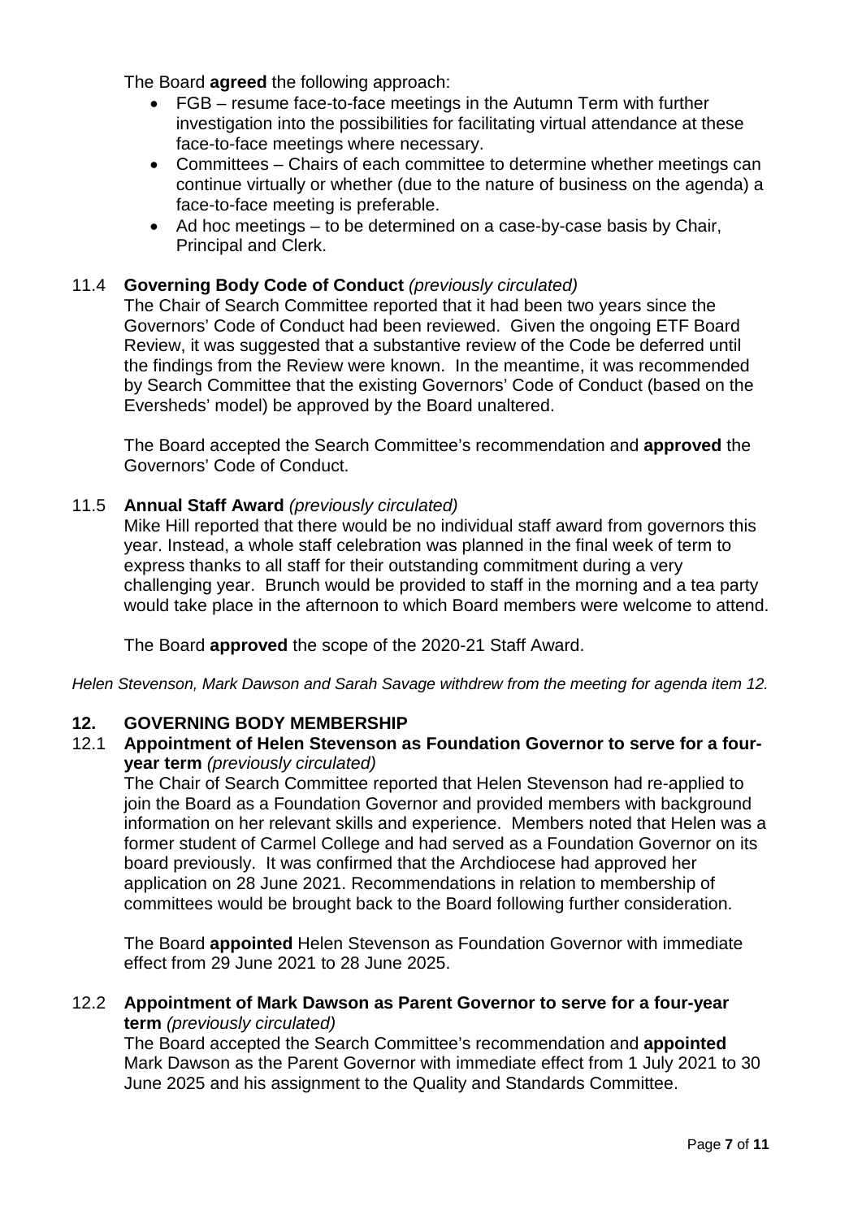The Board **agreed** the following approach:

- FGB – resume face-to-face meetings in the Autumn Term with further investigation into the possibilities for facilitating virtual attendance at these face-to-face meetings where necessary.
- Committees – Chairs of each committee to determine whether meetings can continue virtually or whether (due to the nature of business on the agenda) a face-to-face meeting is preferable.
- Ad hoc meetings – to be determined on a case-by-case basis by Chair, Principal and Clerk.

11.4 **Governing Body Code of Conduct** *(previously circulated)*

The Chair of Search Committee reported that it had been two years since the Governors' Code of Conduct had been reviewed. Given the ongoing ETF Board Review, it was suggested that a substantive review of the Code be deferred until the findings from the Review were known. In the meantime, it was recommended by Search Committee that the existing Governors' Code of Conduct (based on the Eversheds' model) be approved by the Board unaltered.

The Board accepted the Search Committee's recommendation and **approved** the Governors' Code of Conduct.

11.5 **Annual Staff Award** *(previously circulated)*

Mike Hill reported that there would be no individual staff award from governors this year. Instead, a whole staff celebration was planned in the final week of term to express thanks to all staff for their outstanding commitment during a very challenging year. Brunch would be provided to staff in the morning and a tea party would take place in the afternoon to which Board members were welcome to attend.

The Board **approved** the scope of the 2020-21 Staff Award.

*Helen Stevenson, Mark Dawson and Sarah Savage withdrew from the meeting for agenda item 12.*

## 12. GOVERNING BODY MEMBERSHIP

12.1 **Appointment of Helen Stevenson as Foundation Governor to serve for a four-year term** *(previously circulated)*

The Chair of Search Committee reported that Helen Stevenson had re-applied to join the Board as a Foundation Governor and provided members with background information on her relevant skills and experience. Members noted that Helen was a former student of Carmel College and had served as a Foundation Governor on its board previously. It was confirmed that the Archdiocese had approved her application on 28 June 2021. Recommendations in relation to membership of committees would be brought back to the Board following further consideration.

The Board **appointed** Helen Stevenson as Foundation Governor with immediate effect from 29 June 2021 to 28 June 2025.

12.2 **Appointment of Mark Dawson as Parent Governor to serve for a four-year term** *(previously circulated)*

The Board accepted the Search Committee's recommendation and **appointed** Mark Dawson as the Parent Governor with immediate effect from 1 July 2021 to 30 June 2025 and his assignment to the Quality and Standards Committee.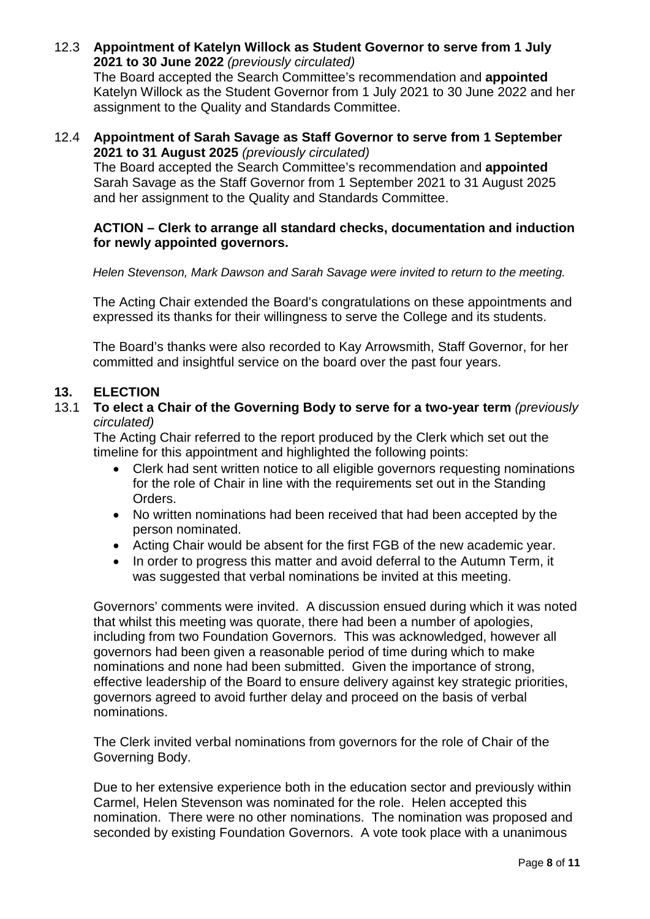12.3 **Appointment of Katelyn Willock as Student Governor to serve from 1 July 2021 to 30 June 2022** *(previously circulated)*
The Board accepted the Search Committee's recommendation and **appointed** Katelyn Willock as the Student Governor from 1 July 2021 to 30 June 2022 and her assignment to the Quality and Standards Committee.

12.4 **Appointment of Sarah Savage as Staff Governor to serve from 1 September 2021 to 31 August 2025** *(previously circulated)*
The Board accepted the Search Committee's recommendation and **appointed** Sarah Savage as the Staff Governor from 1 September 2021 to 31 August 2025 and her assignment to the Quality and Standards Committee.

**ACTION – Clerk to arrange all standard checks, documentation and induction for newly appointed governors.**

*Helen Stevenson, Mark Dawson and Sarah Savage were invited to return to the meeting.*

The Acting Chair extended the Board's congratulations on these appointments and expressed its thanks for their willingness to serve the College and its students.

The Board's thanks were also recorded to Kay Arrowsmith, Staff Governor, for her committed and insightful service on the board over the past four years.

## 13. ELECTION

13.1 **To elect a Chair of the Governing Body to serve for a two-year term** *(previously circulated)*
The Acting Chair referred to the report produced by the Clerk which set out the timeline for this appointment and highlighted the following points:

- Clerk had sent written notice to all eligible governors requesting nominations for the role of Chair in line with the requirements set out in the Standing Orders.
- No written nominations had been received that had been accepted by the person nominated.
- Acting Chair would be absent for the first FGB of the new academic year.
- In order to progress this matter and avoid deferral to the Autumn Term, it was suggested that verbal nominations be invited at this meeting.

Governors' comments were invited. A discussion ensued during which it was noted that whilst this meeting was quorate, there had been a number of apologies, including from two Foundation Governors. This was acknowledged, however all governors had been given a reasonable period of time during which to make nominations and none had been submitted. Given the importance of strong, effective leadership of the Board to ensure delivery against key strategic priorities, governors agreed to avoid further delay and proceed on the basis of verbal nominations.

The Clerk invited verbal nominations from governors for the role of Chair of the Governing Body.

Due to her extensive experience both in the education sector and previously within Carmel, Helen Stevenson was nominated for the role. Helen accepted this nomination. There were no other nominations. The nomination was proposed and seconded by existing Foundation Governors. A vote took place with a unanimous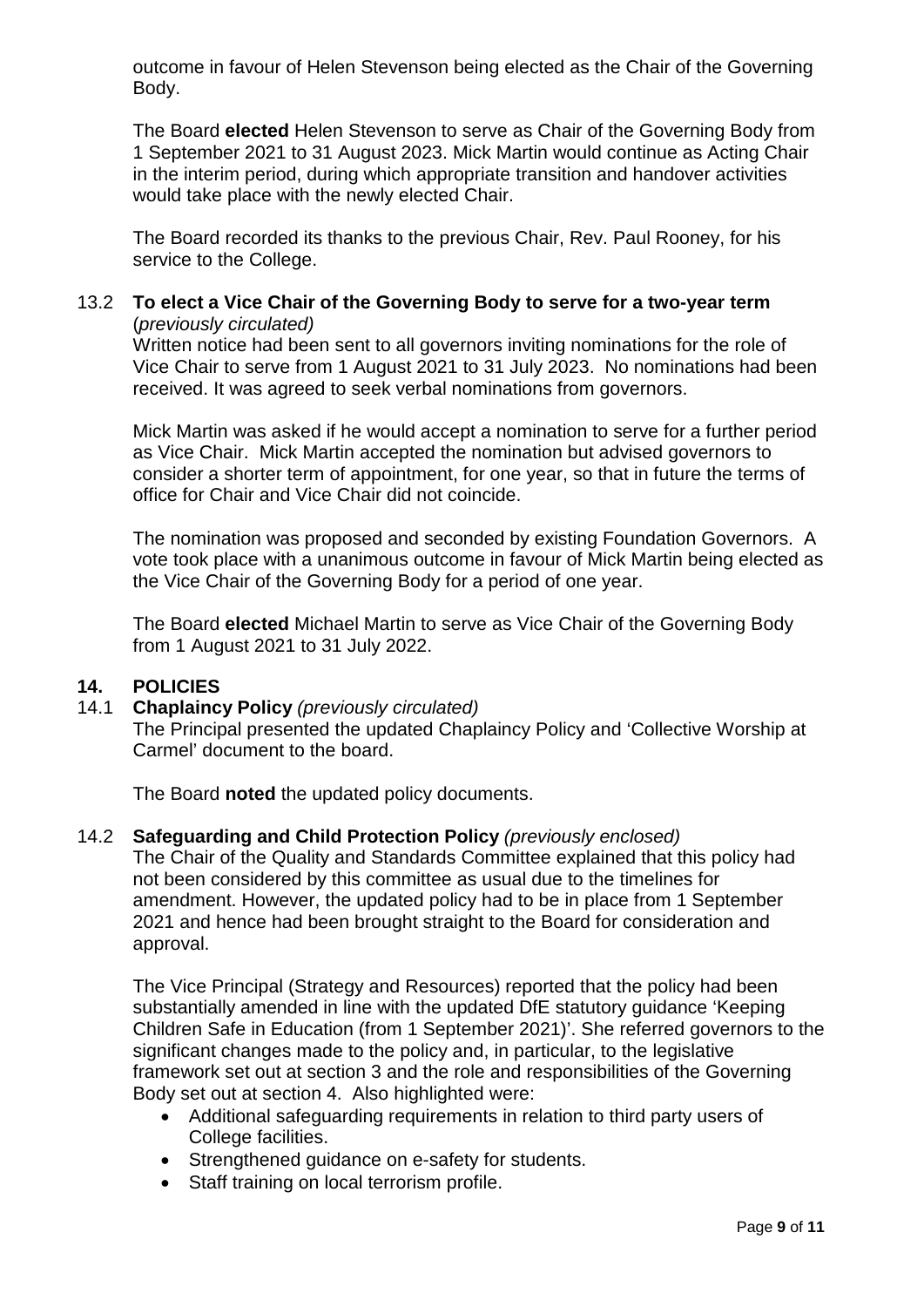outcome in favour of Helen Stevenson being elected as the Chair of the Governing Body.

The Board **elected** Helen Stevenson to serve as Chair of the Governing Body from 1 September 2021 to 31 August 2023. Mick Martin would continue as Acting Chair in the interim period, during which appropriate transition and handover activities would take place with the newly elected Chair.

The Board recorded its thanks to the previous Chair, Rev. Paul Rooney, for his service to the College.

13.2 **To elect a Vice Chair of the Governing Body to serve for a two-year term** (*previously circulated)*

Written notice had been sent to all governors inviting nominations for the role of Vice Chair to serve from 1 August 2021 to 31 July 2023. No nominations had been received. It was agreed to seek verbal nominations from governors.

Mick Martin was asked if he would accept a nomination to serve for a further period as Vice Chair. Mick Martin accepted the nomination but advised governors to consider a shorter term of appointment, for one year, so that in future the terms of office for Chair and Vice Chair did not coincide.

The nomination was proposed and seconded by existing Foundation Governors. A vote took place with a unanimous outcome in favour of Mick Martin being elected as the Vice Chair of the Governing Body for a period of one year.

The Board **elected** Michael Martin to serve as Vice Chair of the Governing Body from 1 August 2021 to 31 July 2022.

## 14. POLICIES

14.1 **Chaplaincy Policy** *(previously circulated)*

The Principal presented the updated Chaplaincy Policy and 'Collective Worship at Carmel' document to the board.

The Board **noted** the updated policy documents.

14.2 **Safeguarding and Child Protection Policy** *(previously enclosed)*

The Chair of the Quality and Standards Committee explained that this policy had not been considered by this committee as usual due to the timelines for amendment. However, the updated policy had to be in place from 1 September 2021 and hence had been brought straight to the Board for consideration and approval.

The Vice Principal (Strategy and Resources) reported that the policy had been substantially amended in line with the updated DfE statutory guidance 'Keeping Children Safe in Education (from 1 September 2021)'. She referred governors to the significant changes made to the policy and, in particular, to the legislative framework set out at section 3 and the role and responsibilities of the Governing Body set out at section 4. Also highlighted were:

- Additional safeguarding requirements in relation to third party users of College facilities.
- Strengthened guidance on e-safety for students.
- Staff training on local terrorism profile.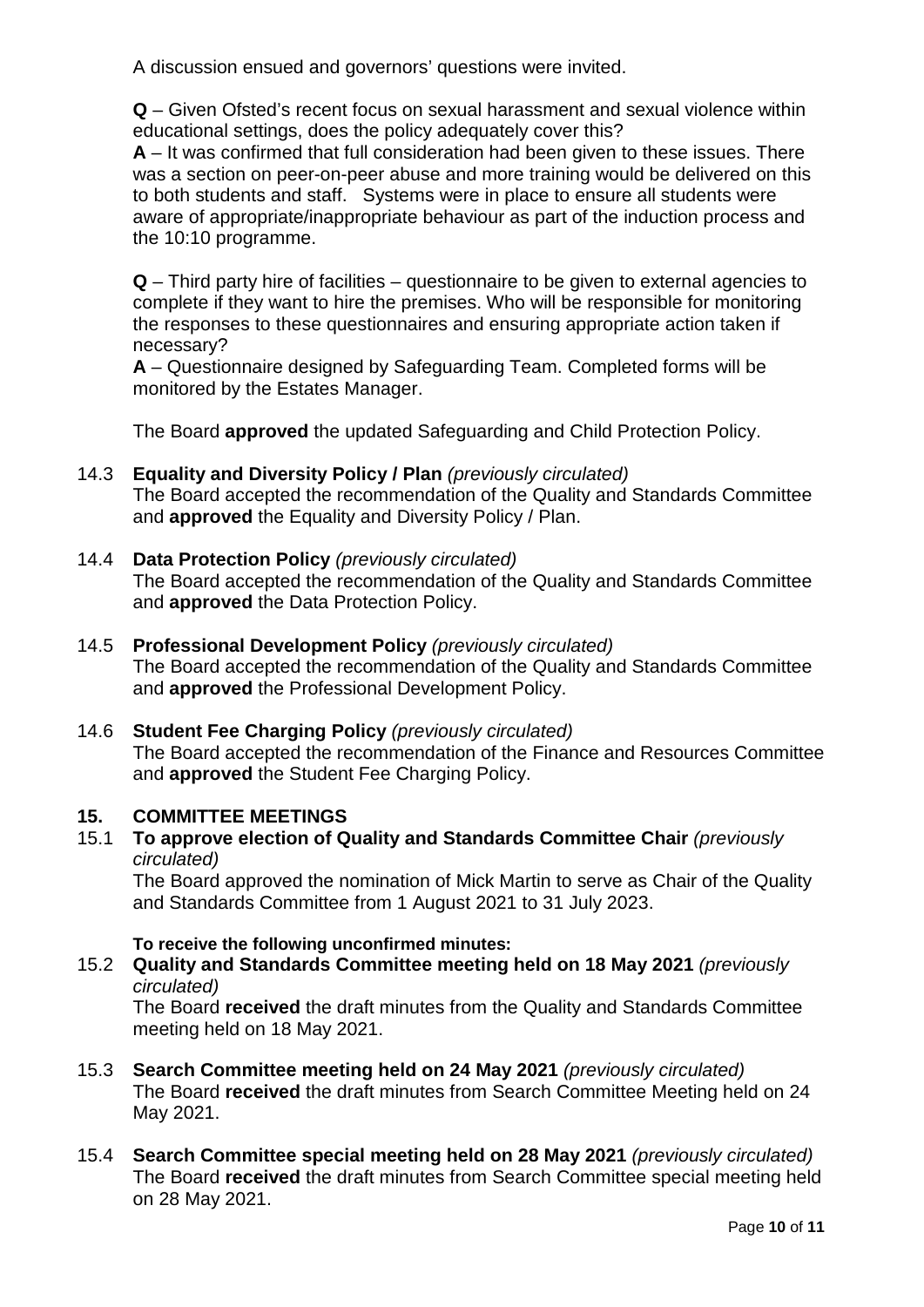A discussion ensued and governors' questions were invited.

**Q** – Given Ofsted's recent focus on sexual harassment and sexual violence within educational settings, does the policy adequately cover this?
**A** – It was confirmed that full consideration had been given to these issues. There was a section on peer-on-peer abuse and more training would be delivered on this to both students and staff. Systems were in place to ensure all students were aware of appropriate/inappropriate behaviour as part of the induction process and the 10:10 programme.

**Q** – Third party hire of facilities – questionnaire to be given to external agencies to complete if they want to hire the premises. Who will be responsible for monitoring the responses to these questionnaires and ensuring appropriate action taken if necessary?
**A** – Questionnaire designed by Safeguarding Team. Completed forms will be monitored by the Estates Manager.

The Board **approved** the updated Safeguarding and Child Protection Policy.

14.3 **Equality and Diversity Policy / Plan** *(previously circulated)*
The Board accepted the recommendation of the Quality and Standards Committee and **approved** the Equality and Diversity Policy / Plan.

14.4 **Data Protection Policy** *(previously circulated)*
The Board accepted the recommendation of the Quality and Standards Committee and **approved** the Data Protection Policy.

14.5 **Professional Development Policy** *(previously circulated)*
The Board accepted the recommendation of the Quality and Standards Committee and **approved** the Professional Development Policy.

14.6 **Student Fee Charging Policy** *(previously circulated)*
The Board accepted the recommendation of the Finance and Resources Committee and **approved** the Student Fee Charging Policy.

## 15. COMMITTEE MEETINGS

15.1 **To approve election of Quality and Standards Committee Chair** *(previously circulated)*
The Board approved the nomination of Mick Martin to serve as Chair of the Quality and Standards Committee from 1 August 2021 to 31 July 2023.

**To receive the following unconfirmed minutes:**

15.2 **Quality and Standards Committee meeting held on 18 May 2021** *(previously circulated)*
The Board **received** the draft minutes from the Quality and Standards Committee meeting held on 18 May 2021.

15.3 **Search Committee meeting held on 24 May 2021** *(previously circulated)*
The Board **received** the draft minutes from Search Committee Meeting held on 24 May 2021.

15.4 **Search Committee special meeting held on 28 May 2021** *(previously circulated)*
The Board **received** the draft minutes from Search Committee special meeting held on 28 May 2021.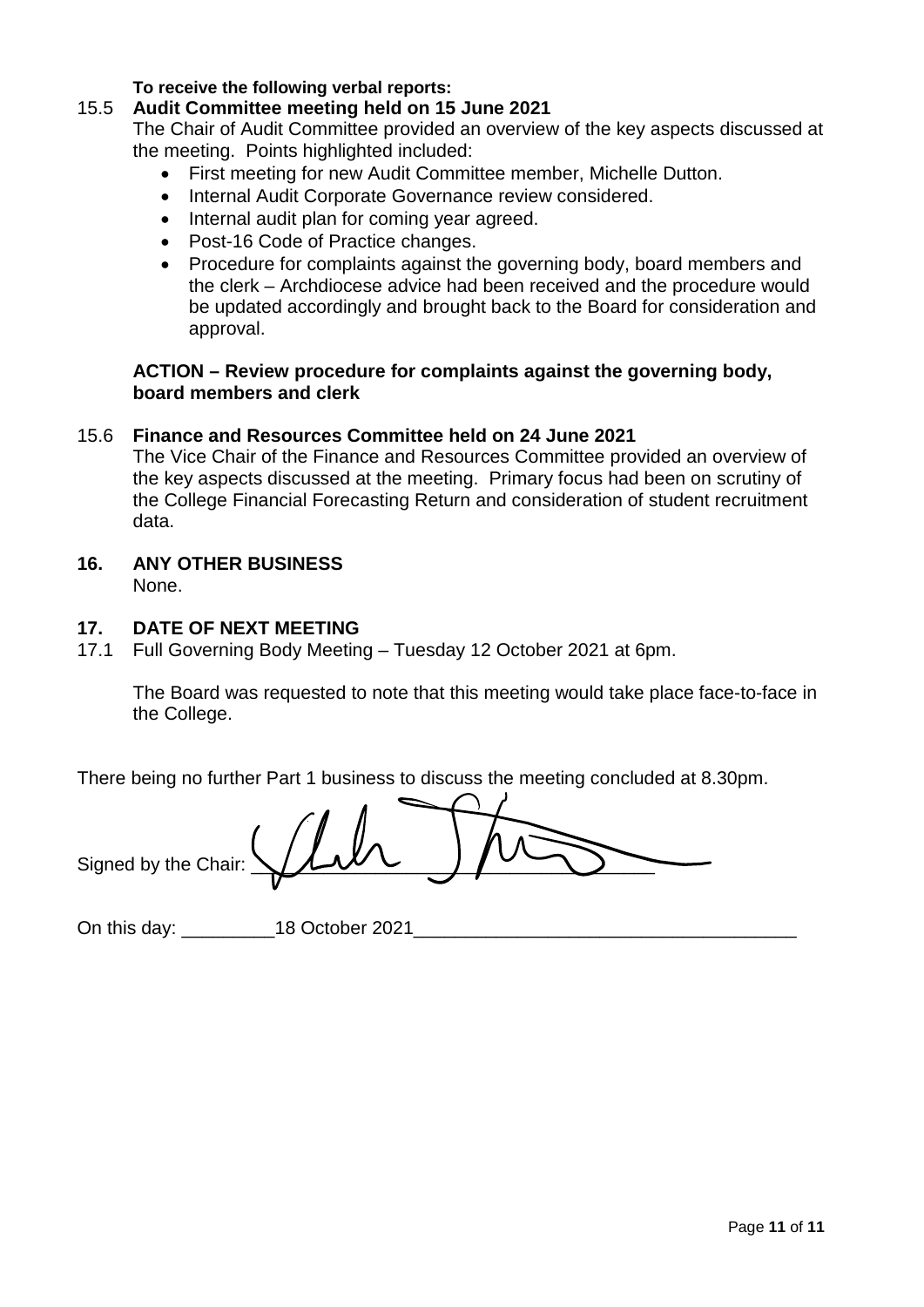**To receive the following verbal reports:**

15.5 **Audit Committee meeting held on 15 June 2021**

The Chair of Audit Committee provided an overview of the key aspects discussed at the meeting. Points highlighted included:

- First meeting for new Audit Committee member, Michelle Dutton.
- Internal Audit Corporate Governance review considered.
- Internal audit plan for coming year agreed.
- Post-16 Code of Practice changes.
- Procedure for complaints against the governing body, board members and the clerk – Archdiocese advice had been received and the procedure would be updated accordingly and brought back to the Board for consideration and approval.

**ACTION – Review procedure for complaints against the governing body, board members and clerk**

15.6 **Finance and Resources Committee held on 24 June 2021**

The Vice Chair of the Finance and Resources Committee provided an overview of the key aspects discussed at the meeting. Primary focus had been on scrutiny of the College Financial Forecasting Return and consideration of student recruitment data.

## 16. ANY OTHER BUSINESS

None.

## 17. DATE OF NEXT MEETING

17.1 Full Governing Body Meeting – Tuesday 12 October 2021 at 6pm.

The Board was requested to note that this meeting would take place face-to-face in the College.

There being no further Part 1 business to discuss the meeting concluded at 8.30pm.

Signed by the Chair: ______________________________

On this day: _________18 October 2021_____________________________________